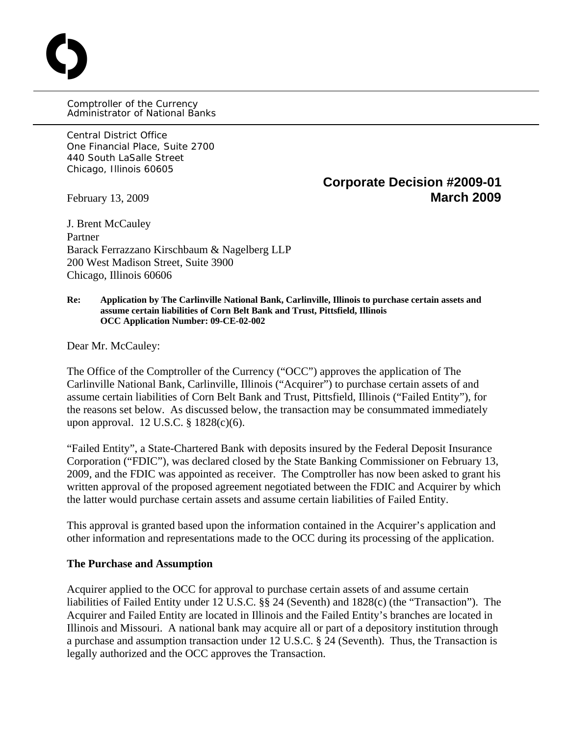Comptroller of the Currency
Administrator of National Banks

Central District Office
One Financial Place, Suite 2700
440 South LaSalle Street
Chicago, Illinois 60605

**Corporate Decision #2009-01**
**March 2009**

February 13, 2009

J. Brent McCauley
Partner
Barack Ferrazzano Kirschbaum & Nagelberg LLP
200 West Madison Street, Suite 3900
Chicago, Illinois 60606

**Re: Application by The Carlinville National Bank, Carlinville, Illinois to purchase certain assets and assume certain liabilities of Corn Belt Bank and Trust, Pittsfield, Illinois**
**OCC Application Number: 09-CE-02-002**

Dear Mr. McCauley:

The Office of the Comptroller of the Currency ("OCC") approves the application of The Carlinville National Bank, Carlinville, Illinois ("Acquirer") to purchase certain assets of and assume certain liabilities of Corn Belt Bank and Trust, Pittsfield, Illinois ("Failed Entity"), for the reasons set below. As discussed below, the transaction may be consummated immediately upon approval. 12 U.S.C. § 1828(c)(6).

"Failed Entity", a State-Chartered Bank with deposits insured by the Federal Deposit Insurance Corporation ("FDIC"), was declared closed by the State Banking Commissioner on February 13, 2009, and the FDIC was appointed as receiver. The Comptroller has now been asked to grant his written approval of the proposed agreement negotiated between the FDIC and Acquirer by which the latter would purchase certain assets and assume certain liabilities of Failed Entity.

This approval is granted based upon the information contained in the Acquirer's application and other information and representations made to the OCC during its processing of the application.

## The Purchase and Assumption

Acquirer applied to the OCC for approval to purchase certain assets of and assume certain liabilities of Failed Entity under 12 U.S.C. §§ 24 (Seventh) and 1828(c) (the "Transaction"). The Acquirer and Failed Entity are located in Illinois and the Failed Entity's branches are located in Illinois and Missouri. A national bank may acquire all or part of a depository institution through a purchase and assumption transaction under 12 U.S.C. § 24 (Seventh). Thus, the Transaction is legally authorized and the OCC approves the Transaction.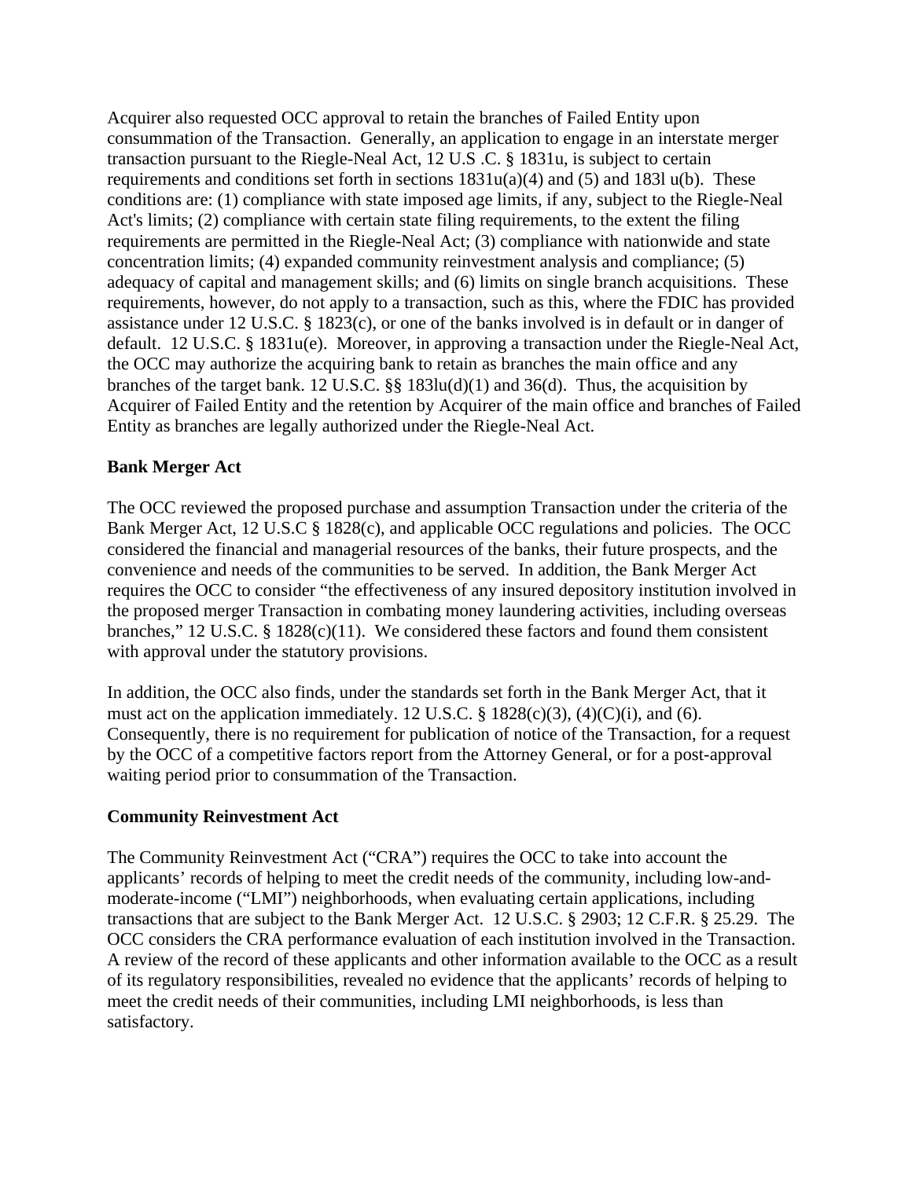Acquirer also requested OCC approval to retain the branches of Failed Entity upon consummation of the Transaction. Generally, an application to engage in an interstate merger transaction pursuant to the Riegle-Neal Act, 12 U.S .C. § 1831u, is subject to certain requirements and conditions set forth in sections 1831u(a)(4) and (5) and 183l u(b). These conditions are: (1) compliance with state imposed age limits, if any, subject to the Riegle-Neal Act's limits; (2) compliance with certain state filing requirements, to the extent the filing requirements are permitted in the Riegle-Neal Act; (3) compliance with nationwide and state concentration limits; (4) expanded community reinvestment analysis and compliance; (5) adequacy of capital and management skills; and (6) limits on single branch acquisitions. These requirements, however, do not apply to a transaction, such as this, where the FDIC has provided assistance under 12 U.S.C. § 1823(c), or one of the banks involved is in default or in danger of default. 12 U.S.C. § 1831u(e). Moreover, in approving a transaction under the Riegle-Neal Act, the OCC may authorize the acquiring bank to retain as branches the main office and any branches of the target bank. 12 U.S.C. §§ 183lu(d)(1) and 36(d). Thus, the acquisition by Acquirer of Failed Entity and the retention by Acquirer of the main office and branches of Failed Entity as branches are legally authorized under the Riegle-Neal Act.

**Bank Merger Act**

The OCC reviewed the proposed purchase and assumption Transaction under the criteria of the Bank Merger Act, 12 U.S.C § 1828(c), and applicable OCC regulations and policies. The OCC considered the financial and managerial resources of the banks, their future prospects, and the convenience and needs of the communities to be served. In addition, the Bank Merger Act requires the OCC to consider "the effectiveness of any insured depository institution involved in the proposed merger Transaction in combating money laundering activities, including overseas branches," 12 U.S.C. § 1828(c)(11). We considered these factors and found them consistent with approval under the statutory provisions.

In addition, the OCC also finds, under the standards set forth in the Bank Merger Act, that it must act on the application immediately. 12 U.S.C. § 1828(c)(3), (4)(C)(i), and (6). Consequently, there is no requirement for publication of notice of the Transaction, for a request by the OCC of a competitive factors report from the Attorney General, or for a post-approval waiting period prior to consummation of the Transaction.

**Community Reinvestment Act**

The Community Reinvestment Act ("CRA") requires the OCC to take into account the applicants' records of helping to meet the credit needs of the community, including low-and-moderate-income ("LMI") neighborhoods, when evaluating certain applications, including transactions that are subject to the Bank Merger Act. 12 U.S.C. § 2903; 12 C.F.R. § 25.29. The OCC considers the CRA performance evaluation of each institution involved in the Transaction. A review of the record of these applicants and other information available to the OCC as a result of its regulatory responsibilities, revealed no evidence that the applicants' records of helping to meet the credit needs of their communities, including LMI neighborhoods, is less than satisfactory.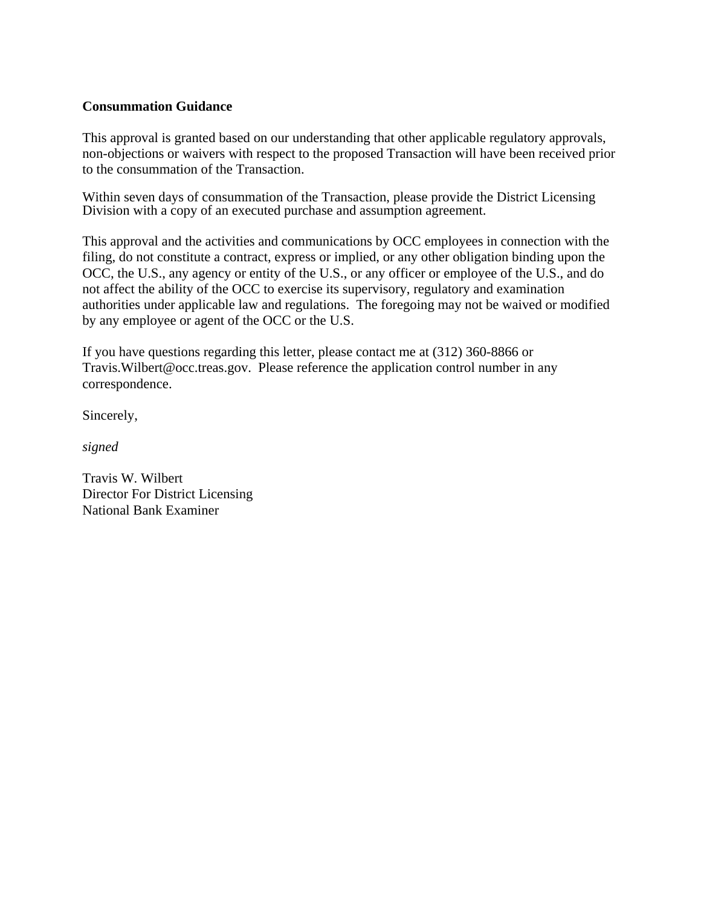**Consummation Guidance**

This approval is granted based on our understanding that other applicable regulatory approvals, non-objections or waivers with respect to the proposed Transaction will have been received prior to the consummation of the Transaction.

Within seven days of consummation of the Transaction, please provide the District Licensing Division with a copy of an executed purchase and assumption agreement.

This approval and the activities and communications by OCC employees in connection with the filing, do not constitute a contract, express or implied, or any other obligation binding upon the OCC, the U.S., any agency or entity of the U.S., or any officer or employee of the U.S., and do not affect the ability of the OCC to exercise its supervisory, regulatory and examination authorities under applicable law and regulations. The foregoing may not be waived or modified by any employee or agent of the OCC or the U.S.

If you have questions regarding this letter, please contact me at (312) 360-8866 or Travis.Wilbert@occ.treas.gov. Please reference the application control number in any correspondence.

Sincerely,

*signed*

Travis W. Wilbert
Director For District Licensing
National Bank Examiner